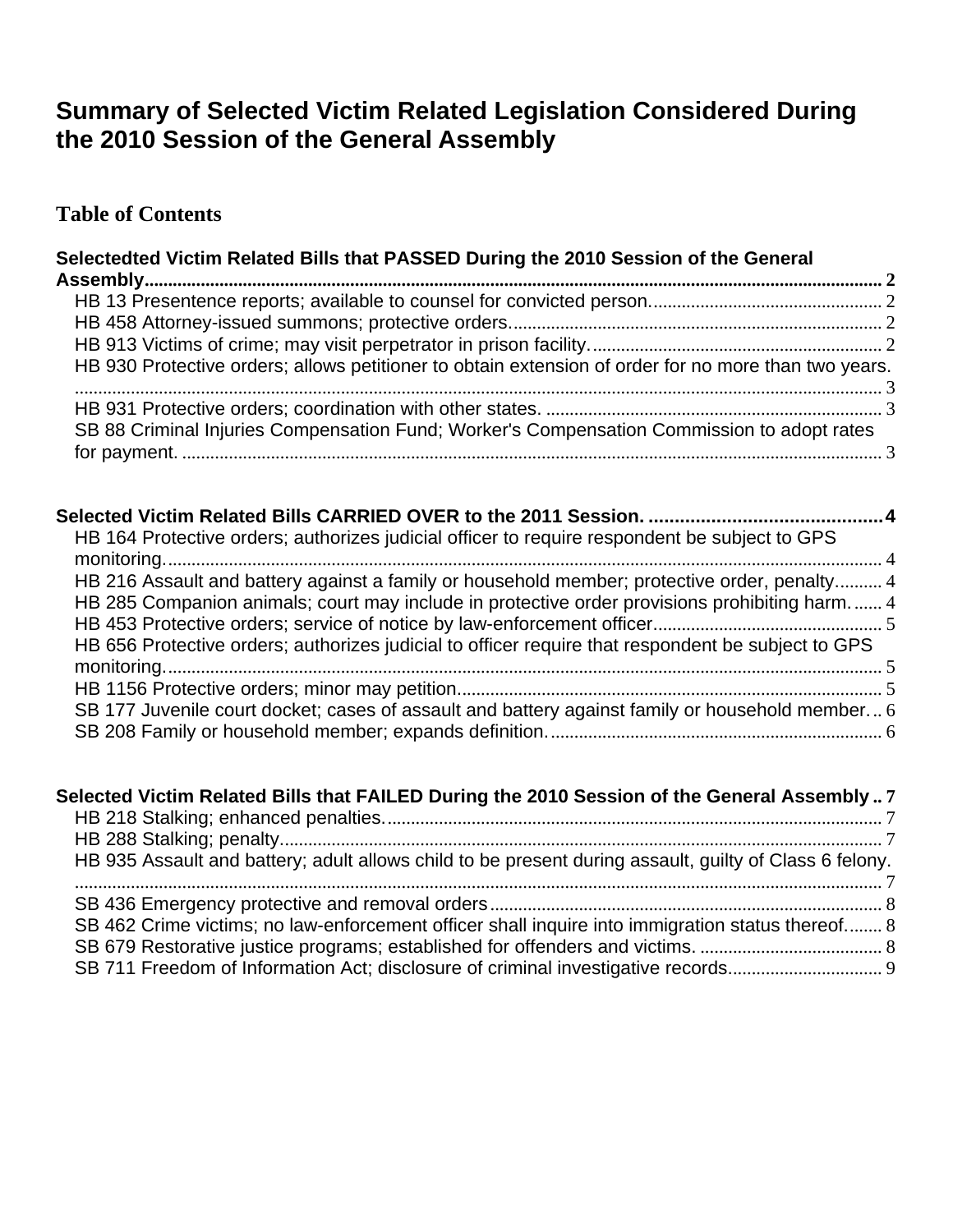# Summary of Selected Victim Related Legislation Considered During the 2010 Session of the General Assembly

## Table of Contents

**Selectedted Victim Related Bills that PASSED During the 2010 Session of the General Assembly** ........ 2

- HB 13 Presentence reports; available to counsel for convicted person. ........ 2
- HB 458 Attorney-issued summons; protective orders. ........ 2
- HB 913 Victims of crime; may visit perpetrator in prison facility. ........ 2
- HB 930 Protective orders; allows petitioner to obtain extension of order for no more than two years. ........ 3
- HB 931 Protective orders; coordination with other states. ........ 3
- SB 88 Criminal Injuries Compensation Fund; Worker's Compensation Commission to adopt rates for payment. ........ 3

**Selected Victim Related Bills CARRIED OVER to the 2011 Session.** ........ 4

- HB 164 Protective orders; authorizes judicial officer to require respondent be subject to GPS monitoring. ........ 4
- HB 216 Assault and battery against a family or household member; protective order, penalty. ........ 4
- HB 285 Companion animals; court may include in protective order provisions prohibiting harm. ........ 4
- HB 453 Protective orders; service of notice by law-enforcement officer. ........ 5
- HB 656 Protective orders; authorizes judicial to officer require that respondent be subject to GPS monitoring. ........ 5
- HB 1156 Protective orders; minor may petition. ........ 5
- SB 177 Juvenile court docket; cases of assault and battery against family or household member. ........ 6
- SB 208 Family or household member; expands definition. ........ 6

**Selected Victim Related Bills that FAILED During the 2010 Session of the General Assembly** ........ 7

- HB 218 Stalking; enhanced penalties. ........ 7
- HB 288 Stalking; penalty. ........ 7
- HB 935 Assault and battery; adult allows child to be present during assault, guilty of Class 6 felony. ........ 7
- SB 436 Emergency protective and removal orders ........ 8
- SB 462 Crime victims; no law-enforcement officer shall inquire into immigration status thereof. ........ 8
- SB 679 Restorative justice programs; established for offenders and victims. ........ 8
- SB 711 Freedom of Information Act; disclosure of criminal investigative records. ........ 9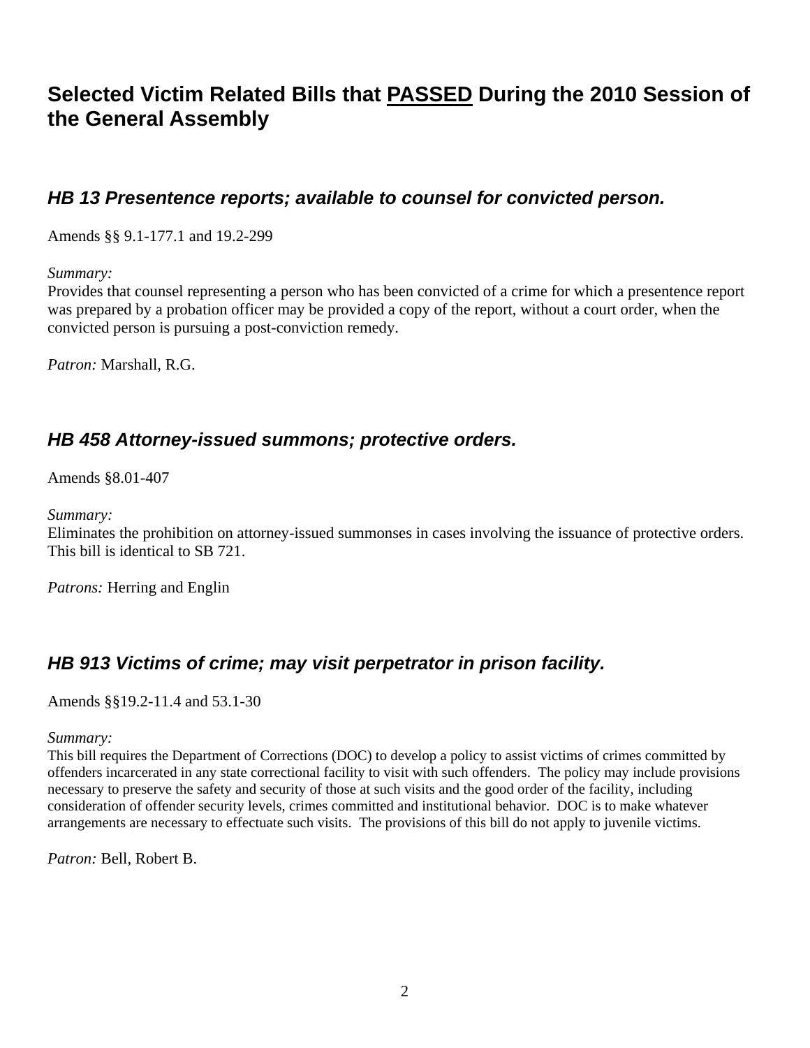# Selected Victim Related Bills that <u>PASSED</u> During the 2010 Session of the General Assembly

## *HB 13 Presentence reports; available to counsel for convicted person.*

Amends §§ 9.1-177.1 and 19.2-299

*Summary:*
Provides that counsel representing a person who has been convicted of a crime for which a presentence report was prepared by a probation officer may be provided a copy of the report, without a court order, when the convicted person is pursuing a post-conviction remedy.

*Patron:* Marshall, R.G.

## *HB 458 Attorney-issued summons; protective orders.*

Amends §8.01-407

*Summary:*
Eliminates the prohibition on attorney-issued summonses in cases involving the issuance of protective orders. This bill is identical to SB 721.

*Patrons:* Herring and Englin

## *HB 913 Victims of crime; may visit perpetrator in prison facility.*

Amends §§19.2-11.4 and 53.1-30

*Summary:*
This bill requires the Department of Corrections (DOC) to develop a policy to assist victims of crimes committed by offenders incarcerated in any state correctional facility to visit with such offenders. The policy may include provisions necessary to preserve the safety and security of those at such visits and the good order of the facility, including consideration of offender security levels, crimes committed and institutional behavior. DOC is to make whatever arrangements are necessary to effectuate such visits. The provisions of this bill do not apply to juvenile victims.

*Patron:* Bell, Robert B.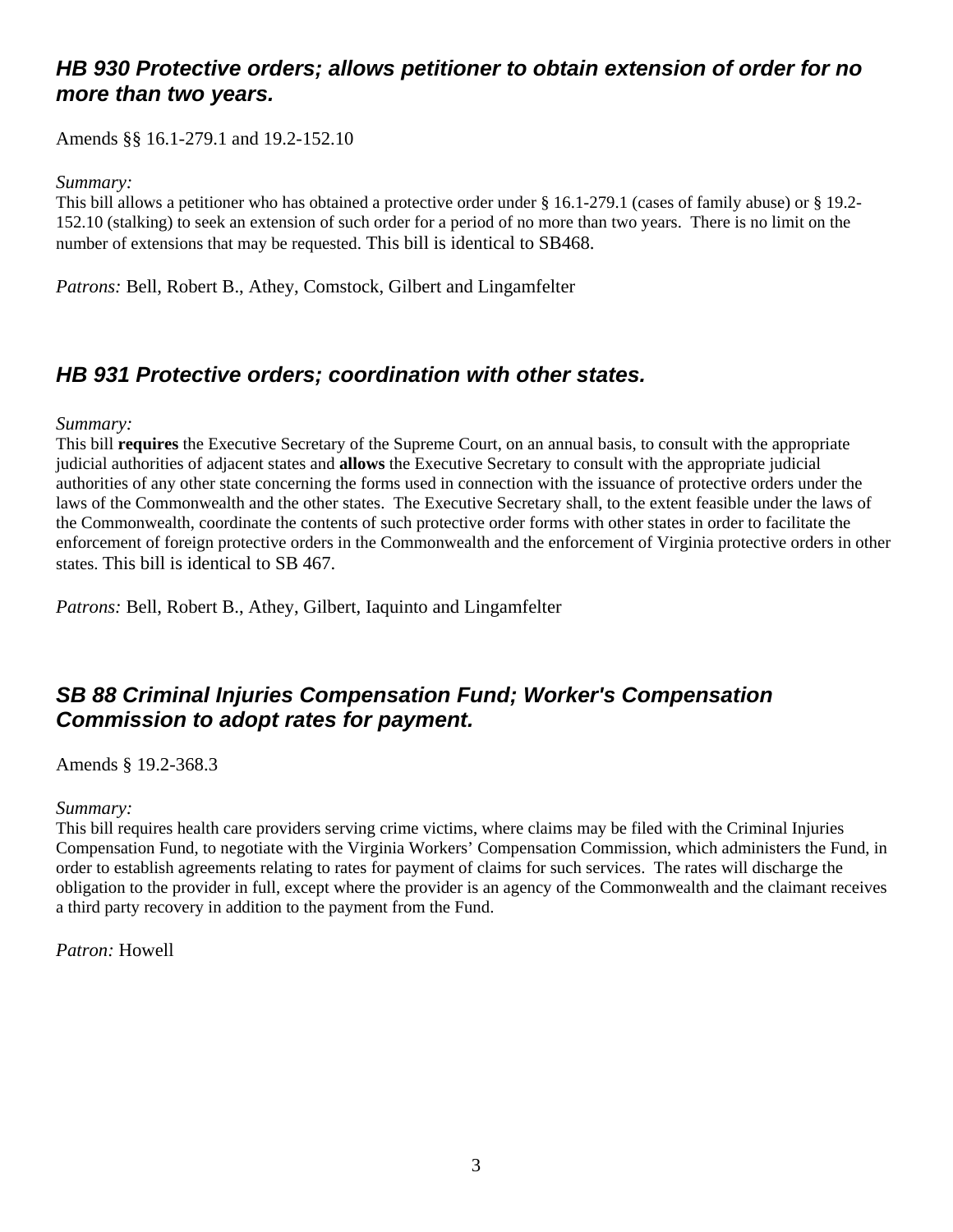### *HB 930 Protective orders; allows petitioner to obtain extension of order for no more than two years.*

Amends §§ 16.1-279.1 and 19.2-152.10

*Summary:*

This bill allows a petitioner who has obtained a protective order under § 16.1-279.1 (cases of family abuse) or § 19.2-152.10 (stalking) to seek an extension of such order for a period of no more than two years. There is no limit on the number of extensions that may be requested. This bill is identical to SB468.

*Patrons:* Bell, Robert B., Athey, Comstock, Gilbert and Lingamfelter

### *HB 931 Protective orders; coordination with other states.*

*Summary:*

This bill **requires** the Executive Secretary of the Supreme Court, on an annual basis, to consult with the appropriate judicial authorities of adjacent states and **allows** the Executive Secretary to consult with the appropriate judicial authorities of any other state concerning the forms used in connection with the issuance of protective orders under the laws of the Commonwealth and the other states. The Executive Secretary shall, to the extent feasible under the laws of the Commonwealth, coordinate the contents of such protective order forms with other states in order to facilitate the enforcement of foreign protective orders in the Commonwealth and the enforcement of Virginia protective orders in other states. This bill is identical to SB 467.

*Patrons:* Bell, Robert B., Athey, Gilbert, Iaquinto and Lingamfelter

### *SB 88 Criminal Injuries Compensation Fund; Worker's Compensation Commission to adopt rates for payment.*

Amends § 19.2-368.3

*Summary:*

This bill requires health care providers serving crime victims, where claims may be filed with the Criminal Injuries Compensation Fund, to negotiate with the Virginia Workers' Compensation Commission, which administers the Fund, in order to establish agreements relating to rates for payment of claims for such services. The rates will discharge the obligation to the provider in full, except where the provider is an agency of the Commonwealth and the claimant receives a third party recovery in addition to the payment from the Fund.

*Patron:* Howell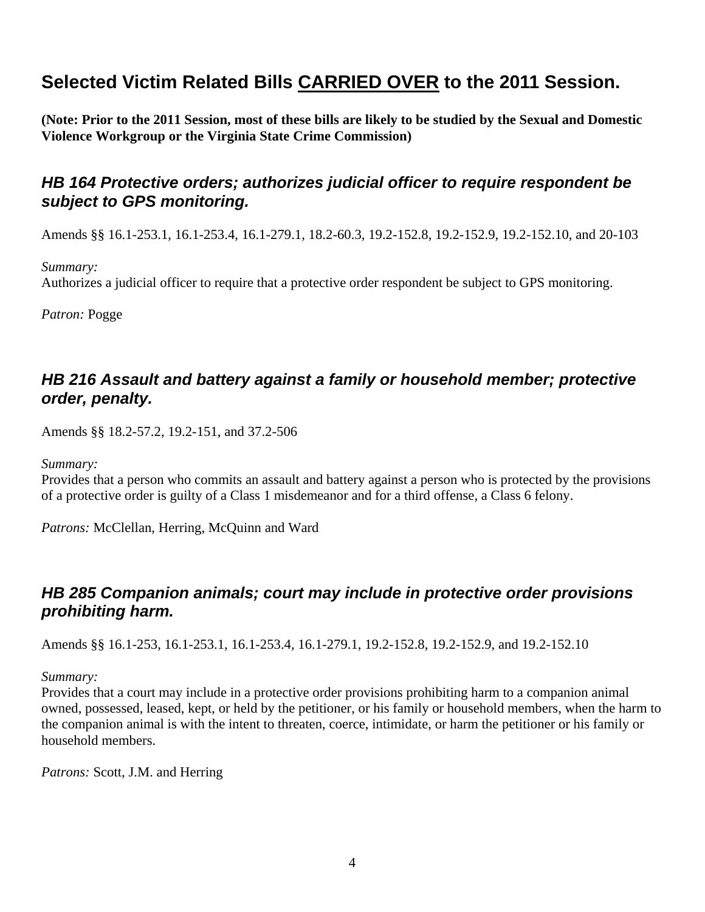# Selected Victim Related Bills <u>CARRIED OVER</u> to the 2011 Session.

**(Note: Prior to the 2011 Session, most of these bills are likely to be studied by the Sexual and Domestic Violence Workgroup or the Virginia State Crime Commission)**

## *HB 164 Protective orders; authorizes judicial officer to require respondent be subject to GPS monitoring.*

Amends §§ 16.1-253.1, 16.1-253.4, 16.1-279.1, 18.2-60.3, 19.2-152.8, 19.2-152.9, 19.2-152.10, and 20-103

*Summary:*
Authorizes a judicial officer to require that a protective order respondent be subject to GPS monitoring.

*Patron:* Pogge

## *HB 216 Assault and battery against a family or household member; protective order, penalty.*

Amends §§ 18.2-57.2, 19.2-151, and 37.2-506

*Summary:*
Provides that a person who commits an assault and battery against a person who is protected by the provisions of a protective order is guilty of a Class 1 misdemeanor and for a third offense, a Class 6 felony.

*Patrons:* McClellan, Herring, McQuinn and Ward

## *HB 285 Companion animals; court may include in protective order provisions prohibiting harm.*

Amends §§ 16.1-253, 16.1-253.1, 16.1-253.4, 16.1-279.1, 19.2-152.8, 19.2-152.9, and 19.2-152.10

*Summary:*
Provides that a court may include in a protective order provisions prohibiting harm to a companion animal owned, possessed, leased, kept, or held by the petitioner, or his family or household members, when the harm to the companion animal is with the intent to threaten, coerce, intimidate, or harm the petitioner or his family or household members.

*Patrons:* Scott, J.M. and Herring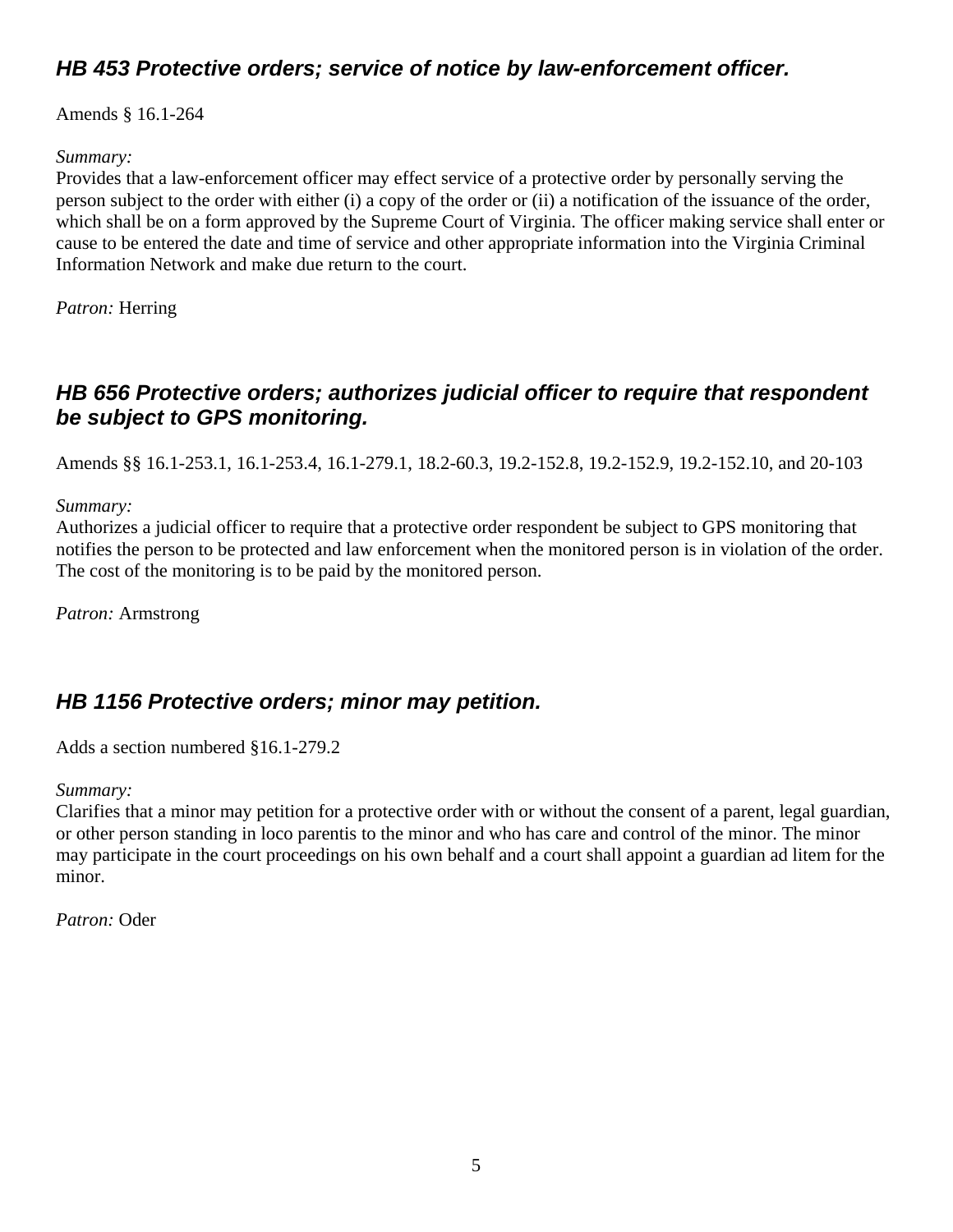### ***HB 453 Protective orders; service of notice by law-enforcement officer.***

Amends § 16.1-264

*Summary:*
Provides that a law-enforcement officer may effect service of a protective order by personally serving the person subject to the order with either (i) a copy of the order or (ii) a notification of the issuance of the order, which shall be on a form approved by the Supreme Court of Virginia. The officer making service shall enter or cause to be entered the date and time of service and other appropriate information into the Virginia Criminal Information Network and make due return to the court.

*Patron:* Herring

### ***HB 656 Protective orders; authorizes judicial officer to require that respondent be subject to GPS monitoring.***

Amends §§ 16.1-253.1, 16.1-253.4, 16.1-279.1, 18.2-60.3, 19.2-152.8, 19.2-152.9, 19.2-152.10, and 20-103

*Summary:*
Authorizes a judicial officer to require that a protective order respondent be subject to GPS monitoring that notifies the person to be protected and law enforcement when the monitored person is in violation of the order. The cost of the monitoring is to be paid by the monitored person.

*Patron:* Armstrong

### ***HB 1156 Protective orders; minor may petition.***

Adds a section numbered §16.1-279.2

*Summary:*
Clarifies that a minor may petition for a protective order with or without the consent of a parent, legal guardian, or other person standing in loco parentis to the minor and who has care and control of the minor. The minor may participate in the court proceedings on his own behalf and a court shall appoint a guardian ad litem for the minor.

*Patron:* Oder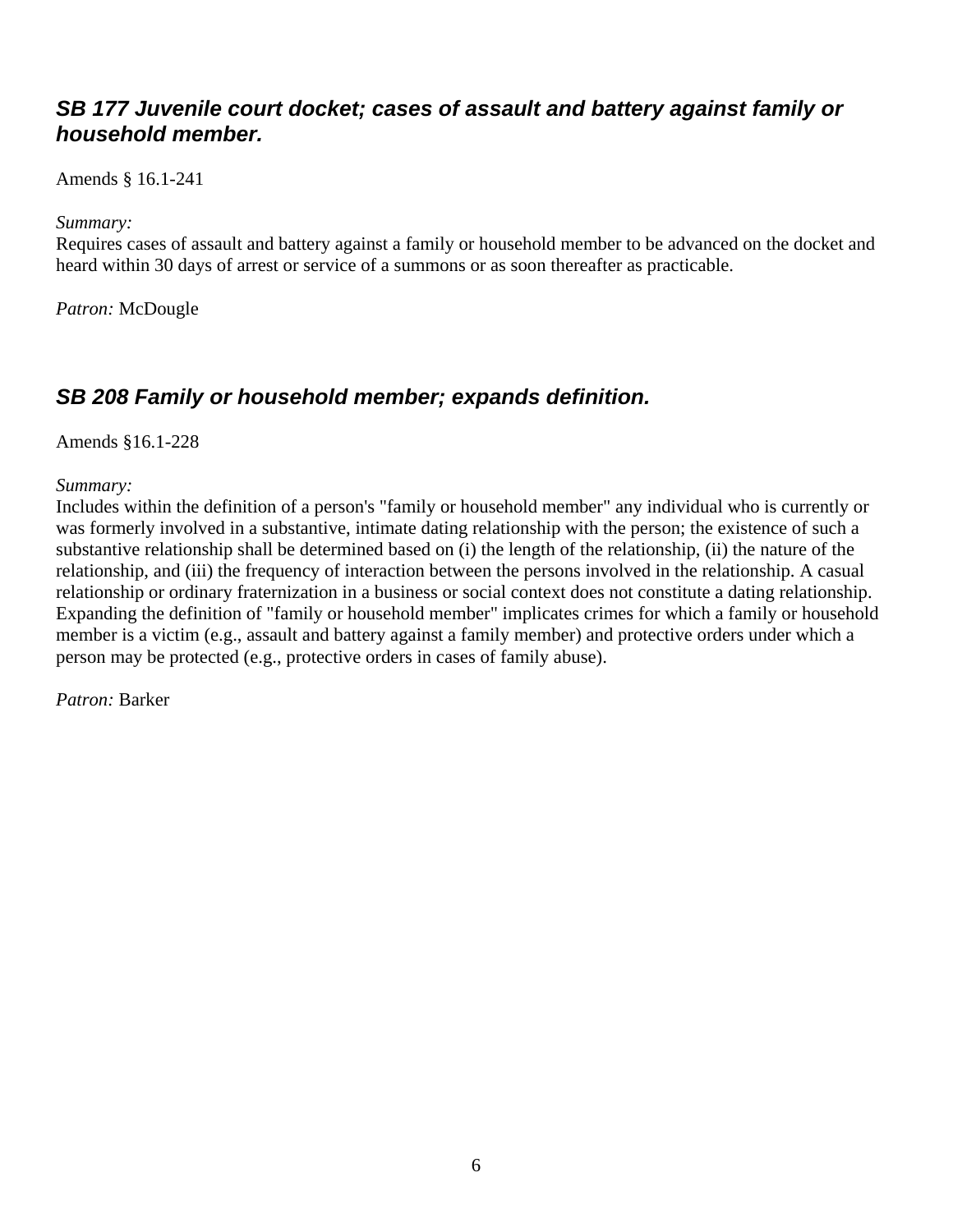### *SB 177 Juvenile court docket; cases of assault and battery against family or household member.*

Amends § 16.1-241

*Summary:*
Requires cases of assault and battery against a family or household member to be advanced on the docket and heard within 30 days of arrest or service of a summons or as soon thereafter as practicable.

*Patron:* McDougle

### *SB 208 Family or household member; expands definition.*

Amends §16.1-228

*Summary:*
Includes within the definition of a person's "family or household member" any individual who is currently or was formerly involved in a substantive, intimate dating relationship with the person; the existence of such a substantive relationship shall be determined based on (i) the length of the relationship, (ii) the nature of the relationship, and (iii) the frequency of interaction between the persons involved in the relationship. A casual relationship or ordinary fraternization in a business or social context does not constitute a dating relationship. Expanding the definition of "family or household member" implicates crimes for which a family or household member is a victim (e.g., assault and battery against a family member) and protective orders under which a person may be protected (e.g., protective orders in cases of family abuse).

*Patron:* Barker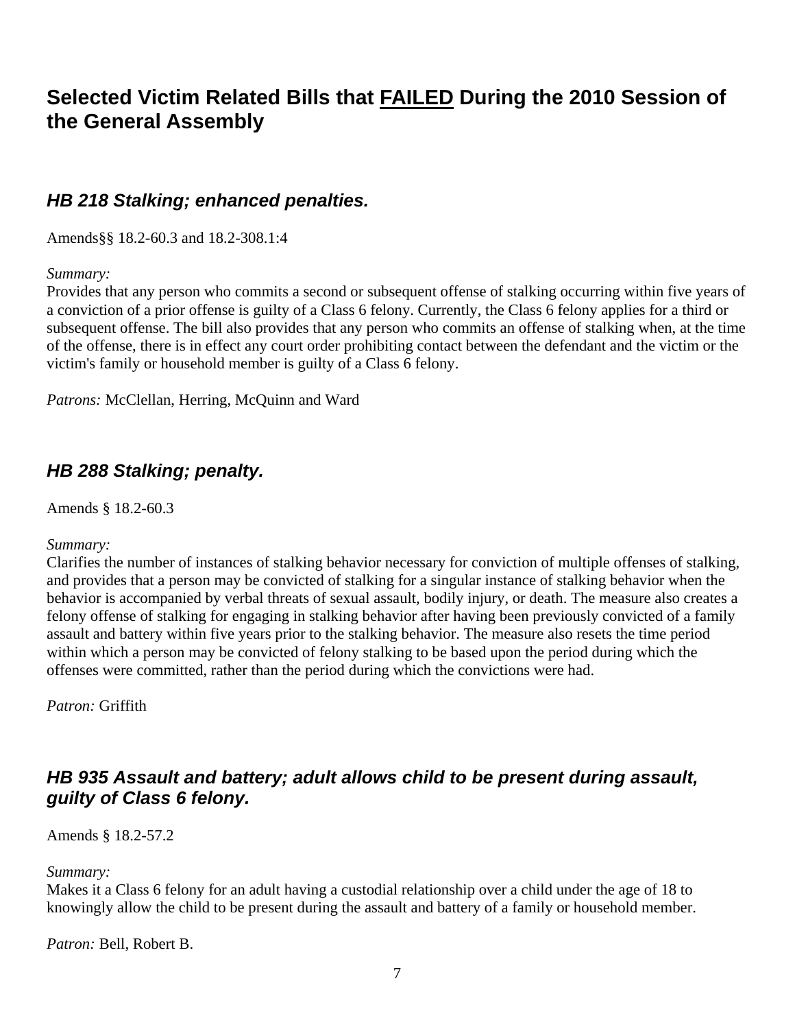# Selected Victim Related Bills that <u>FAILED</u> During the 2010 Session of the General Assembly

## *HB 218 Stalking; enhanced penalties.*

Amends§§ 18.2-60.3 and 18.2-308.1:4

*Summary:*
Provides that any person who commits a second or subsequent offense of stalking occurring within five years of a conviction of a prior offense is guilty of a Class 6 felony. Currently, the Class 6 felony applies for a third or subsequent offense. The bill also provides that any person who commits an offense of stalking when, at the time of the offense, there is in effect any court order prohibiting contact between the defendant and the victim or the victim's family or household member is guilty of a Class 6 felony.

*Patrons:* McClellan, Herring, McQuinn and Ward

## *HB 288 Stalking; penalty.*

Amends § 18.2-60.3

*Summary:*
Clarifies the number of instances of stalking behavior necessary for conviction of multiple offenses of stalking, and provides that a person may be convicted of stalking for a singular instance of stalking behavior when the behavior is accompanied by verbal threats of sexual assault, bodily injury, or death. The measure also creates a felony offense of stalking for engaging in stalking behavior after having been previously convicted of a family assault and battery within five years prior to the stalking behavior. The measure also resets the time period within which a person may be convicted of felony stalking to be based upon the period during which the offenses were committed, rather than the period during which the convictions were had.

*Patron:* Griffith

## *HB 935 Assault and battery; adult allows child to be present during assault, guilty of Class 6 felony.*

Amends § 18.2-57.2

*Summary:*
Makes it a Class 6 felony for an adult having a custodial relationship over a child under the age of 18 to knowingly allow the child to be present during the assault and battery of a family or household member.

*Patron:* Bell, Robert B.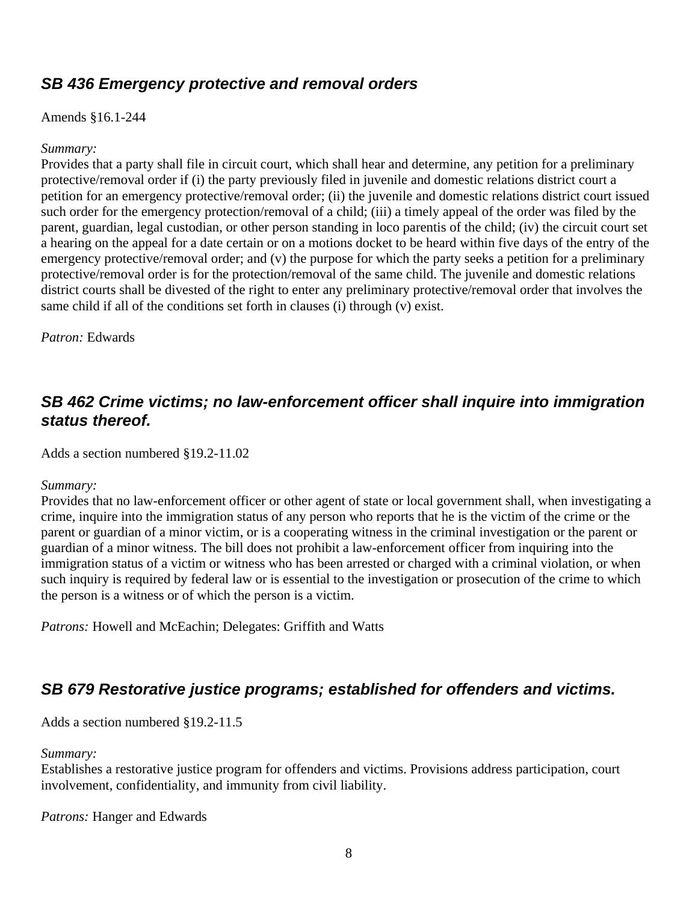## ***SB 436 Emergency protective and removal orders***

Amends §16.1-244

*Summary:*
Provides that a party shall file in circuit court, which shall hear and determine, any petition for a preliminary protective/removal order if (i) the party previously filed in juvenile and domestic relations district court a petition for an emergency protective/removal order; (ii) the juvenile and domestic relations district court issued such order for the emergency protection/removal of a child; (iii) a timely appeal of the order was filed by the parent, guardian, legal custodian, or other person standing in loco parentis of the child; (iv) the circuit court set a hearing on the appeal for a date certain or on a motions docket to be heard within five days of the entry of the emergency protective/removal order; and (v) the purpose for which the party seeks a petition for a preliminary protective/removal order is for the protection/removal of the same child. The juvenile and domestic relations district courts shall be divested of the right to enter any preliminary protective/removal order that involves the same child if all of the conditions set forth in clauses (i) through (v) exist.

*Patron:* Edwards

## ***SB 462 Crime victims; no law-enforcement officer shall inquire into immigration status thereof.***

Adds a section numbered §19.2-11.02

*Summary:*
Provides that no law-enforcement officer or other agent of state or local government shall, when investigating a crime, inquire into the immigration status of any person who reports that he is the victim of the crime or the parent or guardian of a minor victim, or is a cooperating witness in the criminal investigation or the parent or guardian of a minor witness. The bill does not prohibit a law-enforcement officer from inquiring into the immigration status of a victim or witness who has been arrested or charged with a criminal violation, or when such inquiry is required by federal law or is essential to the investigation or prosecution of the crime to which the person is a witness or of which the person is a victim.

*Patrons:* Howell and McEachin; Delegates: Griffith and Watts

## ***SB 679 Restorative justice programs; established for offenders and victims.***

Adds a section numbered §19.2-11.5

*Summary:*
Establishes a restorative justice program for offenders and victims. Provisions address participation, court involvement, confidentiality, and immunity from civil liability.

*Patrons:* Hanger and Edwards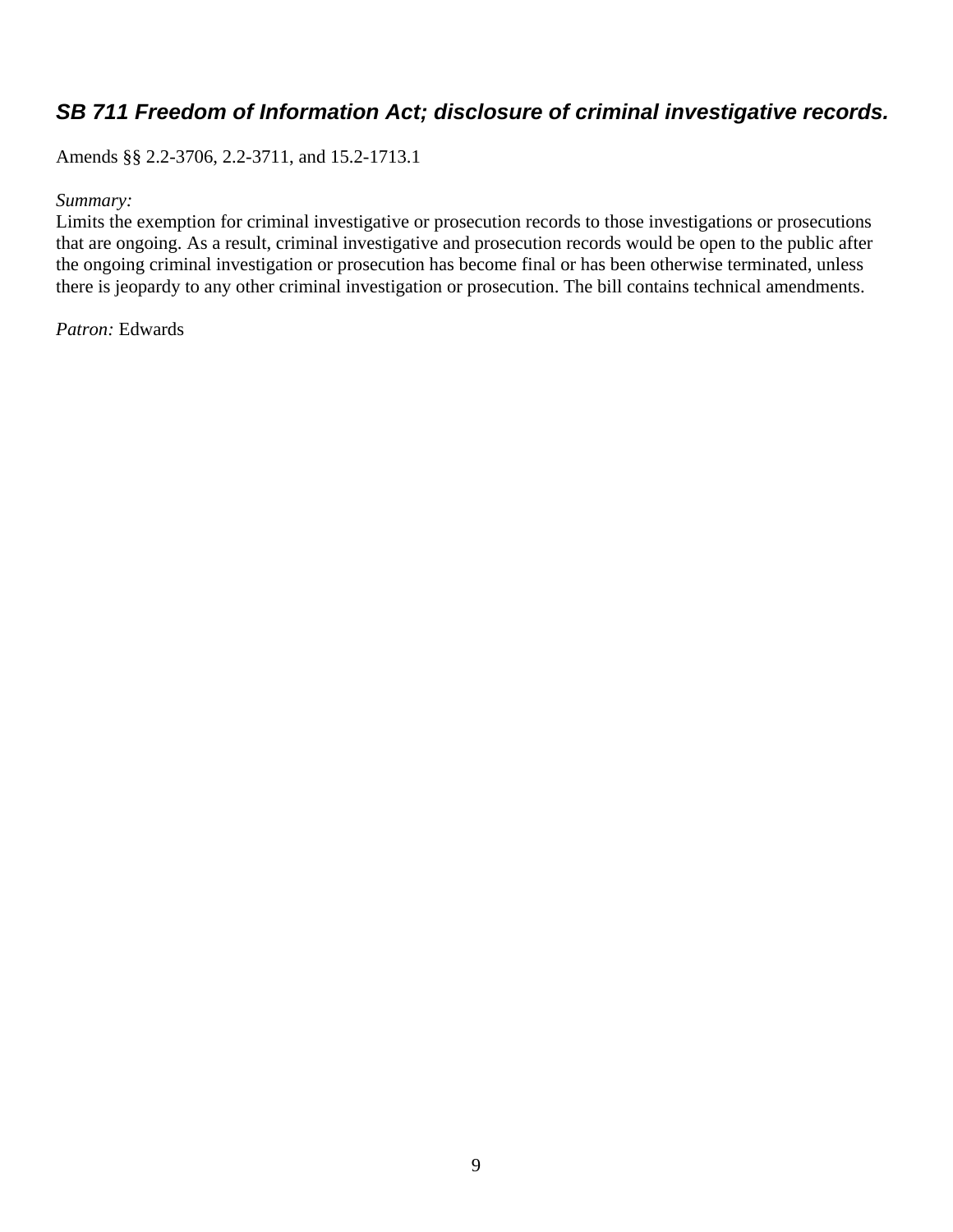### *SB 711 Freedom of Information Act; disclosure of criminal investigative records.*

Amends §§ 2.2-3706, 2.2-3711, and 15.2-1713.1

*Summary:*
Limits the exemption for criminal investigative or prosecution records to those investigations or prosecutions that are ongoing. As a result, criminal investigative and prosecution records would be open to the public after the ongoing criminal investigation or prosecution has become final or has been otherwise terminated, unless there is jeopardy to any other criminal investigation or prosecution. The bill contains technical amendments.

*Patron:* Edwards